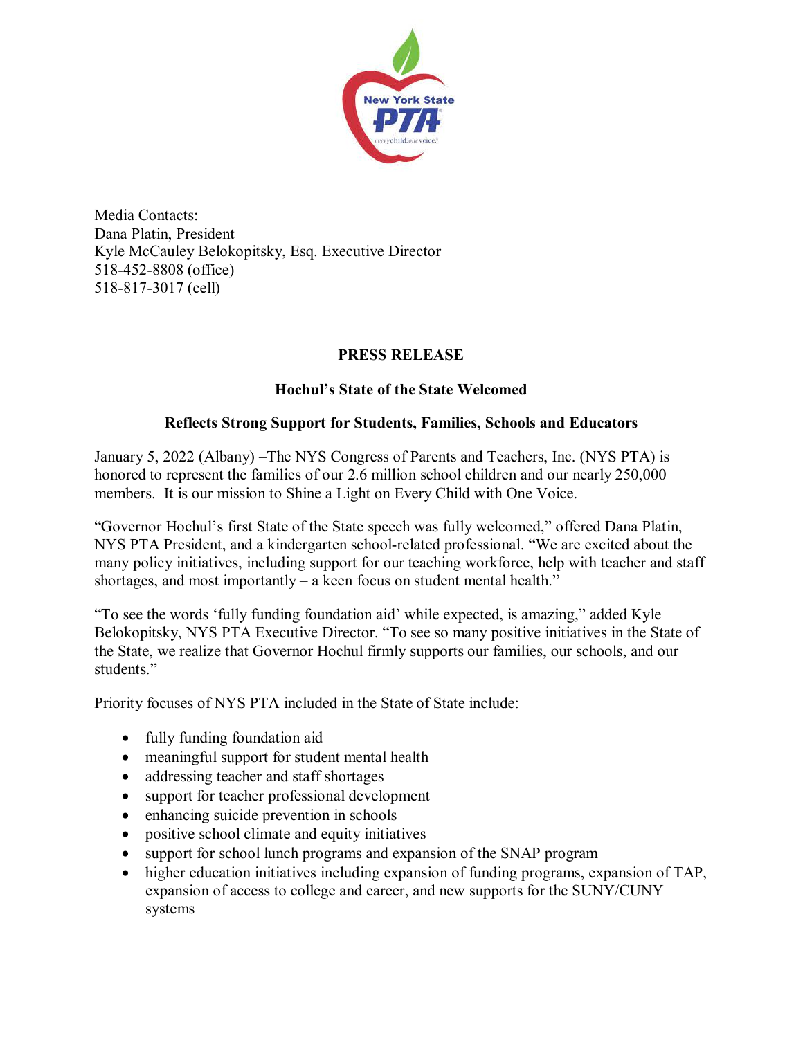Media Contacts:
Dana Platin, President
Kyle McCauley Belokopitsky, Esq. Executive Director
518-452-8808 (office)
518-817-3017 (cell)

**PRESS RELEASE**

**Hochul's State of the State Welcomed**

**Reflects Strong Support for Students, Families, Schools and Educators**

January 5, 2022 (Albany) –The NYS Congress of Parents and Teachers, Inc. (NYS PTA) is honored to represent the families of our 2.6 million school children and our nearly 250,000 members. It is our mission to Shine a Light on Every Child with One Voice.

"Governor Hochul's first State of the State speech was fully welcomed," offered Dana Platin, NYS PTA President, and a kindergarten school-related professional. "We are excited about the many policy initiatives, including support for our teaching workforce, help with teacher and staff shortages, and most importantly – a keen focus on student mental health."

"To see the words 'fully funding foundation aid' while expected, is amazing," added Kyle Belokopitsky, NYS PTA Executive Director. "To see so many positive initiatives in the State of the State, we realize that Governor Hochul firmly supports our families, our schools, and our students."

Priority focuses of NYS PTA included in the State of State include:

- fully funding foundation aid
- meaningful support for student mental health
- addressing teacher and staff shortages
- support for teacher professional development
- enhancing suicide prevention in schools
- positive school climate and equity initiatives
- support for school lunch programs and expansion of the SNAP program
- higher education initiatives including expansion of funding programs, expansion of TAP, expansion of access to college and career, and new supports for the SUNY/CUNY systems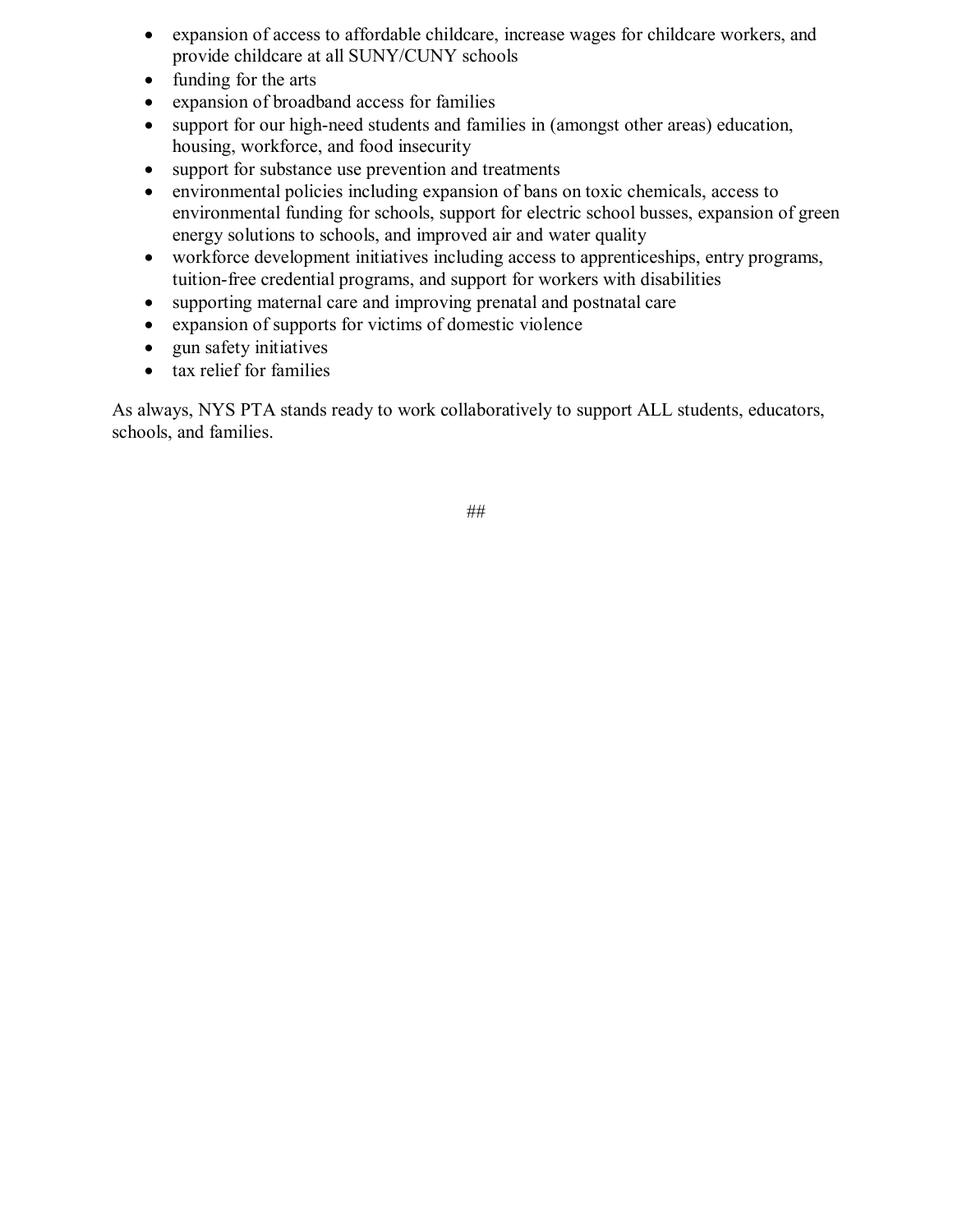- expansion of access to affordable childcare, increase wages for childcare workers, and provide childcare at all SUNY/CUNY schools
- funding for the arts
- expansion of broadband access for families
- support for our high-need students and families in (amongst other areas) education, housing, workforce, and food insecurity
- support for substance use prevention and treatments
- environmental policies including expansion of bans on toxic chemicals, access to environmental funding for schools, support for electric school busses, expansion of green energy solutions to schools, and improved air and water quality
- workforce development initiatives including access to apprenticeships, entry programs, tuition-free credential programs, and support for workers with disabilities
- supporting maternal care and improving prenatal and postnatal care
- expansion of supports for victims of domestic violence
- gun safety initiatives
- tax relief for families

As always, NYS PTA stands ready to work collaboratively to support ALL students, educators, schools, and families.

##